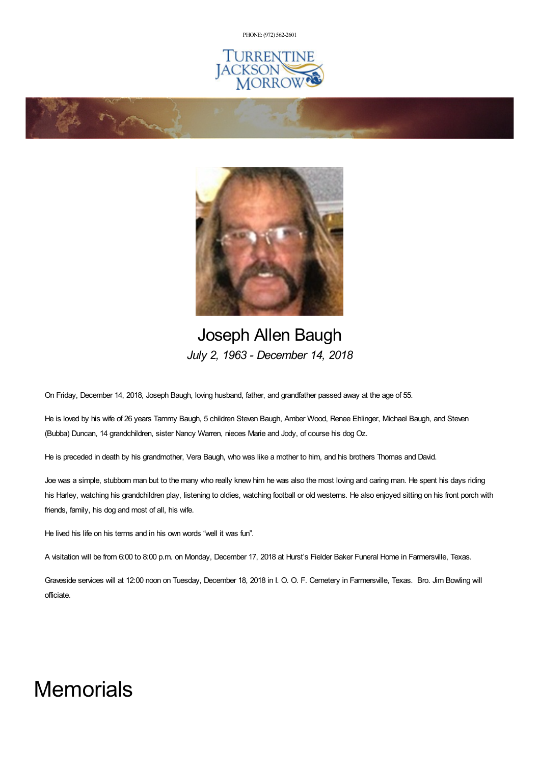PHONE: (972) 562-2601

TURRENTINE JACKSON MORROW

# Joseph Allen Baugh

*July 2, 1963 - December 14, 2018*

On Friday, December 14, 2018, Joseph Baugh, loving husband, father, and grandfather passed away at the age of 55.

He is loved by his wife of 26 years Tammy Baugh, 5 children Steven Baugh, Amber Wood, Renee Ehlinger, Michael Baugh, and Steven (Bubba) Duncan, 14 grandchildren, sister Nancy Warren, nieces Marie and Jody, of course his dog Oz.

He is preceded in death by his grandmother, Vera Baugh, who was like a mother to him, and his brothers Thomas and David.

Joe was a simple, stubborn man but to the many who really knew him he was also the most loving and caring man. He spent his days riding his Harley, watching his grandchildren play, listening to oldies, watching football or old westerns. He also enjoyed sitting on his front porch with friends, family, his dog and most of all, his wife.

He lived his life on his terms and in his own words "well it was fun".

A visitation will be from 6:00 to 8:00 p.m. on Monday, December 17, 2018 at Hurst's Fielder Baker Funeral Home in Farmersville, Texas.

Graveside services will at 12:00 noon on Tuesday, December 18, 2018 in I. O. O. F. Cemetery in Farmersville, Texas. Bro. Jim Bowling will officiate.

# Memorials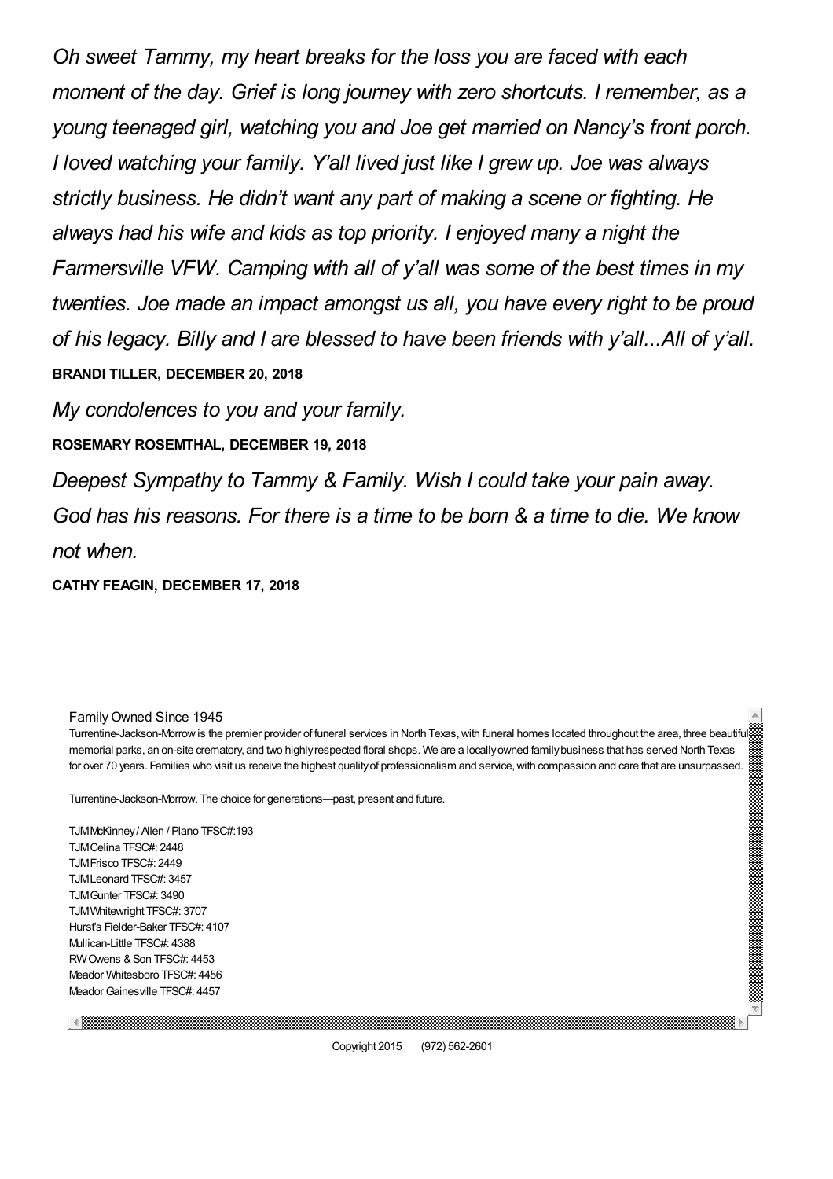*Oh sweet Tammy, my heart breaks for the loss you are faced with each moment of the day. Grief is long journey with zero shortcuts. I remember, as a young teenaged girl, watching you and Joe get married on Nancy's front porch. I loved watching your family. Y'all lived just like I grew up. Joe was always strictly business. He didn't want any part of making a scene or fighting. He always had his wife and kids as top priority. I enjoyed many a night the Farmersville VFW. Camping with all of y'all was some of the best times in my twenties. Joe made an impact amongst us all, you have every right to be proud of his legacy. Billy and I are blessed to have been friends with y'all...All of y'all.*

**BRANDI TILLER, DECEMBER 20, 2018**

*My condolences to you and your family.*

**ROSEMARY ROSEMTHAL, DECEMBER 19, 2018**

*Deepest Sympathy to Tammy & Family. Wish I could take your pain away. God has his reasons. For there is a time to be born & a time to die. We know not when.*

**CATHY FEAGIN, DECEMBER 17, 2018**

Family Owned Since 1945

Turrentine-Jackson-Morrow is the premier provider of funeral services in North Texas, with funeral homes located throughout the area, three beautiful memorial parks, an on-site crematory, and two highly respected floral shops. We are a locally owned family business that has served North Texas for over 70 years. Families who visit us receive the highest quality of professionalism and service, with compassion and care that are unsurpassed.

Turrentine-Jackson-Morrow. The choice for generations—past, present and future.

TJM McKinney / Allen / Plano TFSC#:193
TJM Celina TFSC#: 2448
TJM Frisco TFSC#: 2449
TJM Leonard TFSC#: 3457
TJM Gunter TFSC#: 3490
TJM Whitewright TFSC#: 3707
Hurst's Fielder-Baker TFSC#: 4107
Mullican-Little TFSC#: 4388
RW Owens & Son TFSC#: 4453
Meador Whitesboro TFSC#: 4456
Meador Gainesville TFSC#: 4457

Copyright 2015 (972) 562-2601